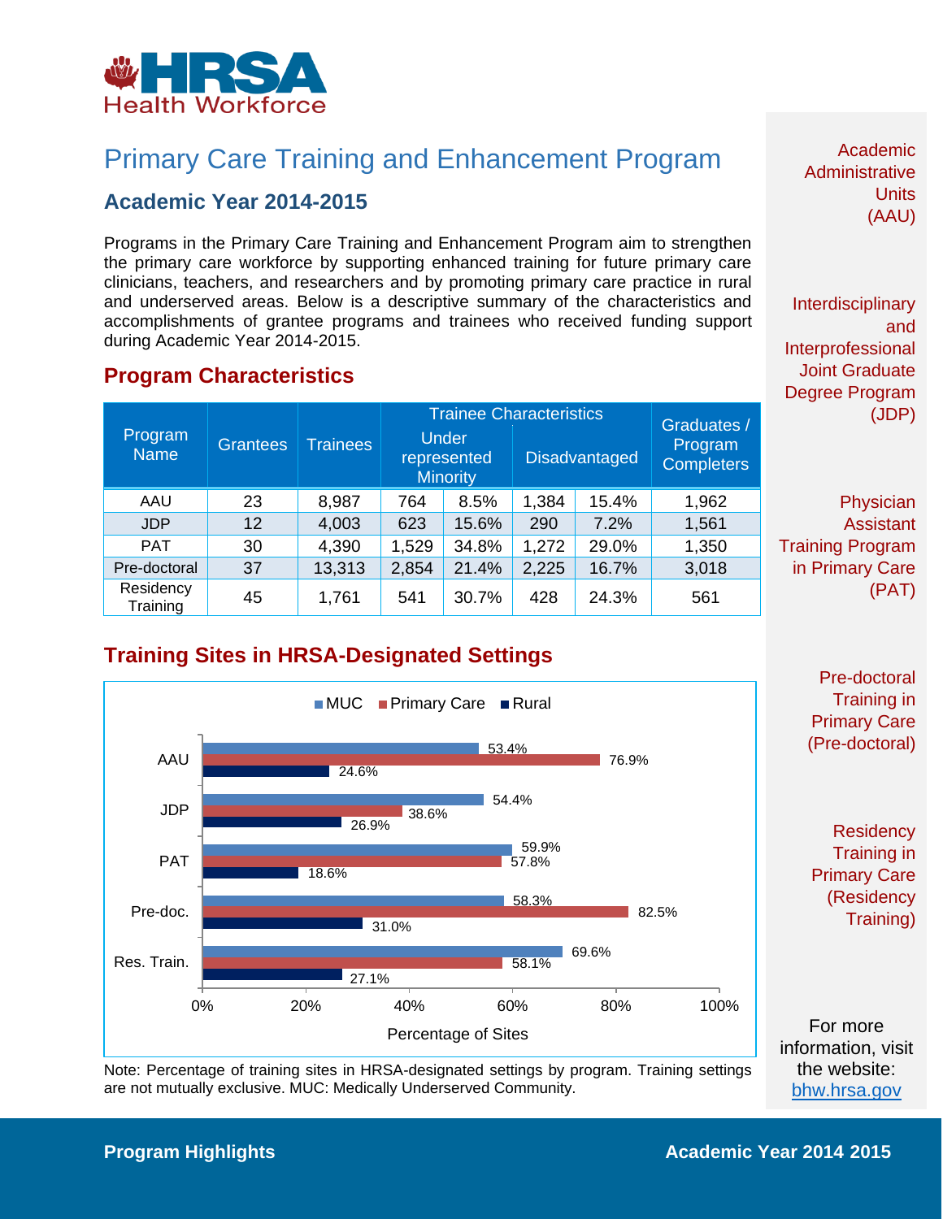# Primary Care Training and Enhancement Program

## Academic Year 2014-2015

Programs in the Primary Care Training and Enhancement Program aim to strengthen the primary care workforce by supporting enhanced training for future primary care clinicians, teachers, and researchers and by promoting primary care practice in rural and underserved areas. Below is a descriptive summary of the characteristics and accomplishments of grantee programs and trainees who received funding support during Academic Year 2014-2015.

## Program Characteristics

| Program Name | Grantees | Trainees | Trainee Characteristics | | | | Graduates / Program Completers |
|---|---|---|---|---|---|---|---|
| | | | Under represented Minority | | Disadvantaged | | |
| AAU | 23 | 8,987 | 764 | 8.5% | 1,384 | 15.4% | 1,962 |
| JDP | 12 | 4,003 | 623 | 15.6% | 290 | 7.2% | 1,561 |
| PAT | 30 | 4,390 | 1,529 | 34.8% | 1,272 | 29.0% | 1,350 |
| Pre-doctoral | 37 | 13,313 | 2,854 | 21.4% | 2,225 | 16.7% | 3,018 |
| Residency Training | 45 | 1,761 | 541 | 30.7% | 428 | 24.3% | 561 |

## Training Sites in HRSA-Designated Settings

| Program | MUC | Primary Care | Rural |
|---|---|---|---|
| AAU | 53.4% | 76.9% | 24.6% |
| JDP | 54.4% | 38.6% | 26.9% |
| PAT | 59.9% | 57.8% | 18.6% |
| Pre-doc. | 58.3% | 82.5% | 31.0% |
| Res. Train. | 69.6% | 58.1% | 27.1% |

Percentage of Sites

Note: Percentage of training sites in HRSA-designated settings by program. Training settings are not mutually exclusive. MUC: Medically Underserved Community.

Academic Administrative Units (AAU)

Interdisciplinary and Interprofessional Joint Graduate Degree Program (JDP)

Physician Assistant Training Program in Primary Care (PAT)

Pre-doctoral Training in Primary Care (Pre-doctoral)

Residency Training in Primary Care (Residency Training)

For more information, visit the website: bhw.hrsa.gov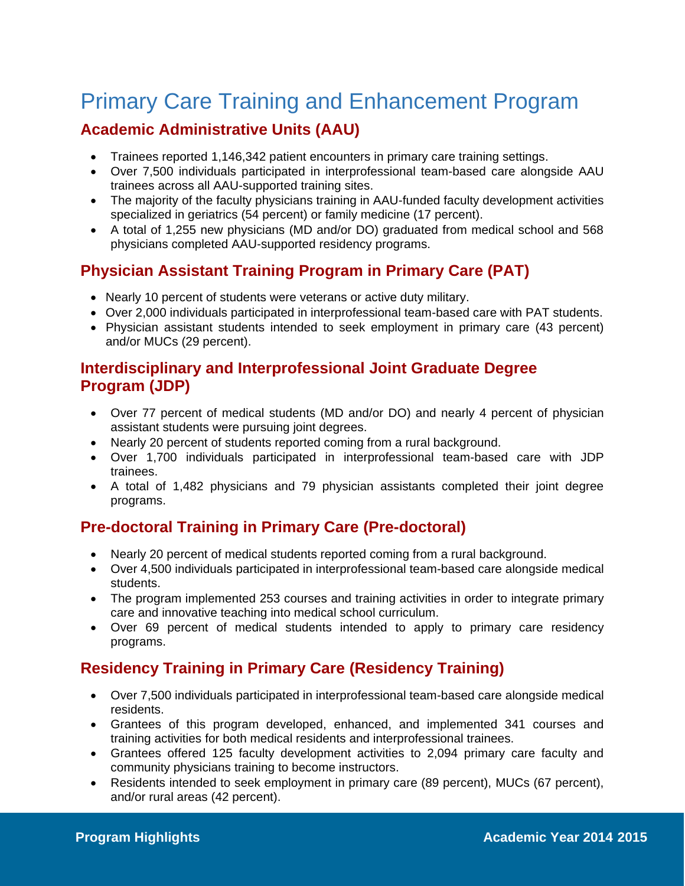# Primary Care Training and Enhancement Program

## Academic Administrative Units (AAU)

- Trainees reported 1,146,342 patient encounters in primary care training settings.
- Over 7,500 individuals participated in interprofessional team-based care alongside AAU trainees across all AAU-supported training sites.
- The majority of the faculty physicians training in AAU-funded faculty development activities specialized in geriatrics (54 percent) or family medicine (17 percent).
- A total of 1,255 new physicians (MD and/or DO) graduated from medical school and 568 physicians completed AAU-supported residency programs.

## Physician Assistant Training Program in Primary Care (PAT)

- Nearly 10 percent of students were veterans or active duty military.
- Over 2,000 individuals participated in interprofessional team-based care with PAT students.
- Physician assistant students intended to seek employment in primary care (43 percent) and/or MUCs (29 percent).

## Interdisciplinary and Interprofessional Joint Graduate Degree Program (JDP)

- Over 77 percent of medical students (MD and/or DO) and nearly 4 percent of physician assistant students were pursuing joint degrees.
- Nearly 20 percent of students reported coming from a rural background.
- Over 1,700 individuals participated in interprofessional team-based care with JDP trainees.
- A total of 1,482 physicians and 79 physician assistants completed their joint degree programs.

## Pre-doctoral Training in Primary Care (Pre-doctoral)

- Nearly 20 percent of medical students reported coming from a rural background.
- Over 4,500 individuals participated in interprofessional team-based care alongside medical students.
- The program implemented 253 courses and training activities in order to integrate primary care and innovative teaching into medical school curriculum.
- Over 69 percent of medical students intended to apply to primary care residency programs.

## Residency Training in Primary Care (Residency Training)

- Over 7,500 individuals participated in interprofessional team-based care alongside medical residents.
- Grantees of this program developed, enhanced, and implemented 341 courses and training activities for both medical residents and interprofessional trainees.
- Grantees offered 125 faculty development activities to 2,094 primary care faculty and community physicians training to become instructors.
- Residents intended to seek employment in primary care (89 percent), MUCs (67 percent), and/or rural areas (42 percent).